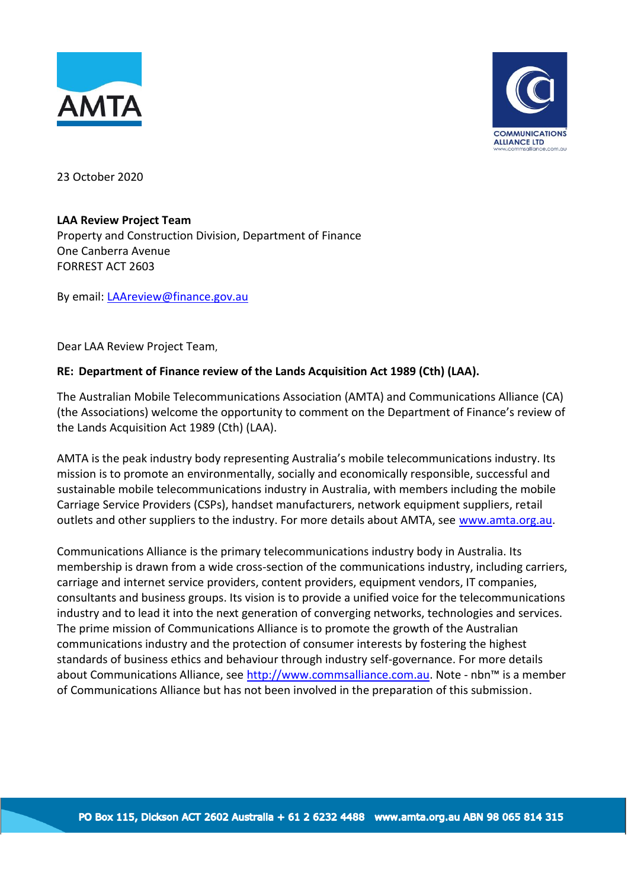23 October 2020

**LAA Review Project Team**
Property and Construction Division, Department of Finance
One Canberra Avenue
FORREST ACT 2603

By email: LAAreview@finance.gov.au

Dear LAA Review Project Team,

**RE: Department of Finance review of the Lands Acquisition Act 1989 (Cth) (LAA).**

The Australian Mobile Telecommunications Association (AMTA) and Communications Alliance (CA) (the Associations) welcome the opportunity to comment on the Department of Finance's review of the Lands Acquisition Act 1989 (Cth) (LAA).

AMTA is the peak industry body representing Australia's mobile telecommunications industry. Its mission is to promote an environmentally, socially and economically responsible, successful and sustainable mobile telecommunications industry in Australia, with members including the mobile Carriage Service Providers (CSPs), handset manufacturers, network equipment suppliers, retail outlets and other suppliers to the industry. For more details about AMTA, see www.amta.org.au.

Communications Alliance is the primary telecommunications industry body in Australia. Its membership is drawn from a wide cross-section of the communications industry, including carriers, carriage and internet service providers, content providers, equipment vendors, IT companies, consultants and business groups. Its vision is to provide a unified voice for the telecommunications industry and to lead it into the next generation of converging networks, technologies and services. The prime mission of Communications Alliance is to promote the growth of the Australian communications industry and the protection of consumer interests by fostering the highest standards of business ethics and behaviour through industry self-governance. For more details about Communications Alliance, see http://www.commsalliance.com.au. Note - nbn™ is a member of Communications Alliance but has not been involved in the preparation of this submission.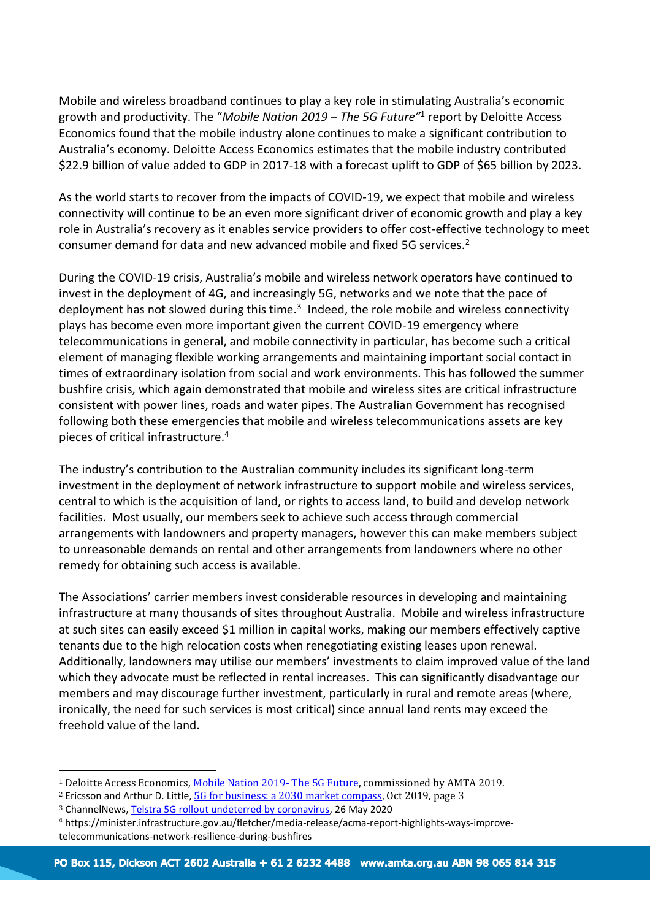Mobile and wireless broadband continues to play a key role in stimulating Australia's economic growth and productivity. The "*Mobile Nation 2019 – The 5G Future*"[1] report by Deloitte Access Economics found that the mobile industry alone continues to make a significant contribution to Australia's economy. Deloitte Access Economics estimates that the mobile industry contributed \$22.9 billion of value added to GDP in 2017-18 with a forecast uplift to GDP of \$65 billion by 2023.

As the world starts to recover from the impacts of COVID-19, we expect that mobile and wireless connectivity will continue to be an even more significant driver of economic growth and play a key role in Australia's recovery as it enables service providers to offer cost-effective technology to meet consumer demand for data and new advanced mobile and fixed 5G services.[2]

During the COVID-19 crisis, Australia's mobile and wireless network operators have continued to invest in the deployment of 4G, and increasingly 5G, networks and we note that the pace of deployment has not slowed during this time.[3] Indeed, the role mobile and wireless connectivity plays has become even more important given the current COVID-19 emergency where telecommunications in general, and mobile connectivity in particular, has become such a critical element of managing flexible working arrangements and maintaining important social contact in times of extraordinary isolation from social and work environments. This has followed the summer bushfire crisis, which again demonstrated that mobile and wireless sites are critical infrastructure consistent with power lines, roads and water pipes. The Australian Government has recognised following both these emergencies that mobile and wireless telecommunications assets are key pieces of critical infrastructure.[4]

The industry's contribution to the Australian community includes its significant long-term investment in the deployment of network infrastructure to support mobile and wireless services, central to which is the acquisition of land, or rights to access land, to build and develop network facilities. Most usually, our members seek to achieve such access through commercial arrangements with landowners and property managers, however this can make members subject to unreasonable demands on rental and other arrangements from landowners where no other remedy for obtaining such access is available.

The Associations' carrier members invest considerable resources in developing and maintaining infrastructure at many thousands of sites throughout Australia. Mobile and wireless infrastructure at such sites can easily exceed \$1 million in capital works, making our members effectively captive tenants due to the high relocation costs when renegotiating existing leases upon renewal. Additionally, landowners may utilise our members' investments to claim improved value of the land which they advocate must be reflected in rental increases. This can significantly disadvantage our members and may discourage further investment, particularly in rural and remote areas (where, ironically, the need for such services is most critical) since annual land rents may exceed the freehold value of the land.

---

[1] Deloitte Access Economics, Mobile Nation 2019- The 5G Future, commissioned by AMTA 2019.

[2] Ericsson and Arthur D. Little, 5G for business: a 2030 market compass, Oct 2019, page 3

[3] ChannelNews, Telstra 5G rollout undeterred by coronavirus, 26 May 2020

[4] https://minister.infrastructure.gov.au/fletcher/media-release/acma-report-highlights-ways-improve-telecommunications-network-resilience-during-bushfires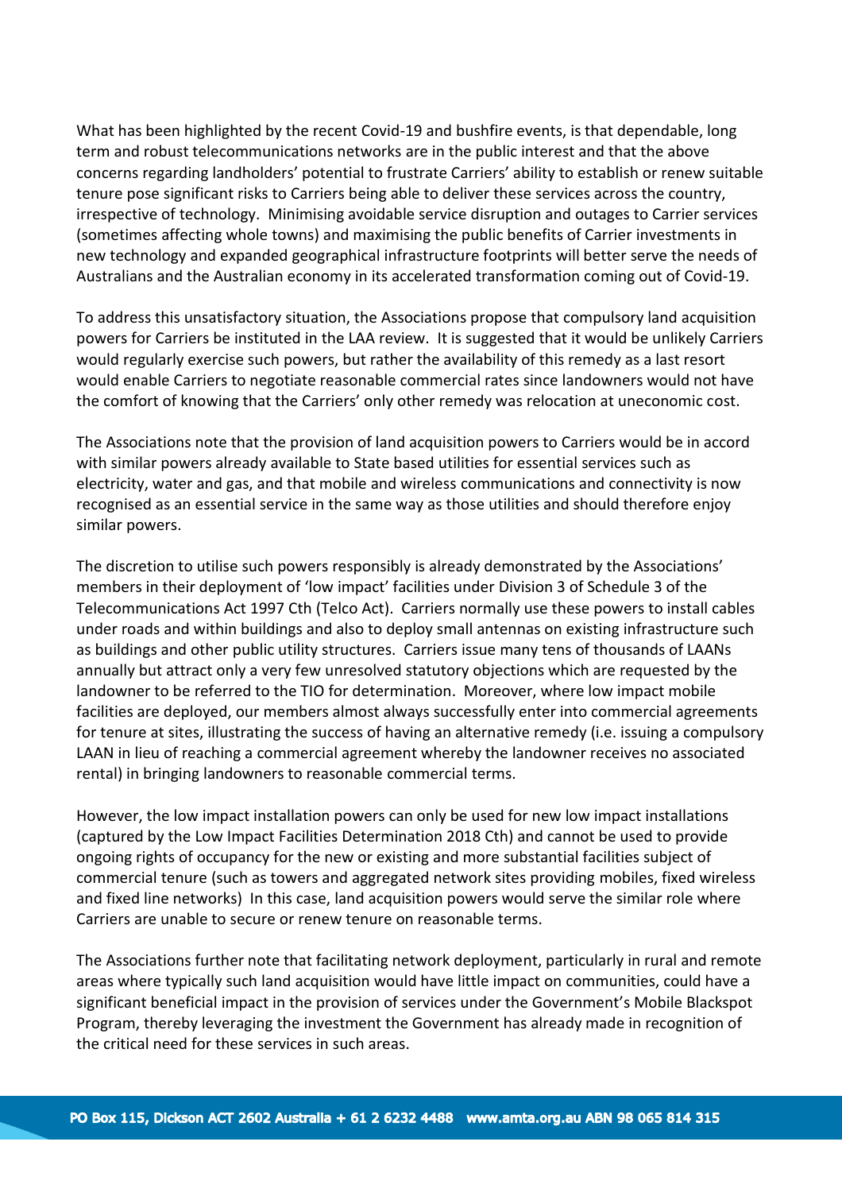What has been highlighted by the recent Covid-19 and bushfire events, is that dependable, long term and robust telecommunications networks are in the public interest and that the above concerns regarding landholders' potential to frustrate Carriers' ability to establish or renew suitable tenure pose significant risks to Carriers being able to deliver these services across the country, irrespective of technology. Minimising avoidable service disruption and outages to Carrier services (sometimes affecting whole towns) and maximising the public benefits of Carrier investments in new technology and expanded geographical infrastructure footprints will better serve the needs of Australians and the Australian economy in its accelerated transformation coming out of Covid-19.

To address this unsatisfactory situation, the Associations propose that compulsory land acquisition powers for Carriers be instituted in the LAA review. It is suggested that it would be unlikely Carriers would regularly exercise such powers, but rather the availability of this remedy as a last resort would enable Carriers to negotiate reasonable commercial rates since landowners would not have the comfort of knowing that the Carriers' only other remedy was relocation at uneconomic cost.

The Associations note that the provision of land acquisition powers to Carriers would be in accord with similar powers already available to State based utilities for essential services such as electricity, water and gas, and that mobile and wireless communications and connectivity is now recognised as an essential service in the same way as those utilities and should therefore enjoy similar powers.

The discretion to utilise such powers responsibly is already demonstrated by the Associations' members in their deployment of 'low impact' facilities under Division 3 of Schedule 3 of the Telecommunications Act 1997 Cth (Telco Act). Carriers normally use these powers to install cables under roads and within buildings and also to deploy small antennas on existing infrastructure such as buildings and other public utility structures. Carriers issue many tens of thousands of LAANs annually but attract only a very few unresolved statutory objections which are requested by the landowner to be referred to the TIO for determination. Moreover, where low impact mobile facilities are deployed, our members almost always successfully enter into commercial agreements for tenure at sites, illustrating the success of having an alternative remedy (i.e. issuing a compulsory LAAN in lieu of reaching a commercial agreement whereby the landowner receives no associated rental) in bringing landowners to reasonable commercial terms.

However, the low impact installation powers can only be used for new low impact installations (captured by the Low Impact Facilities Determination 2018 Cth) and cannot be used to provide ongoing rights of occupancy for the new or existing and more substantial facilities subject of commercial tenure (such as towers and aggregated network sites providing mobiles, fixed wireless and fixed line networks) In this case, land acquisition powers would serve the similar role where Carriers are unable to secure or renew tenure on reasonable terms.

The Associations further note that facilitating network deployment, particularly in rural and remote areas where typically such land acquisition would have little impact on communities, could have a significant beneficial impact in the provision of services under the Government's Mobile Blackspot Program, thereby leveraging the investment the Government has already made in recognition of the critical need for these services in such areas.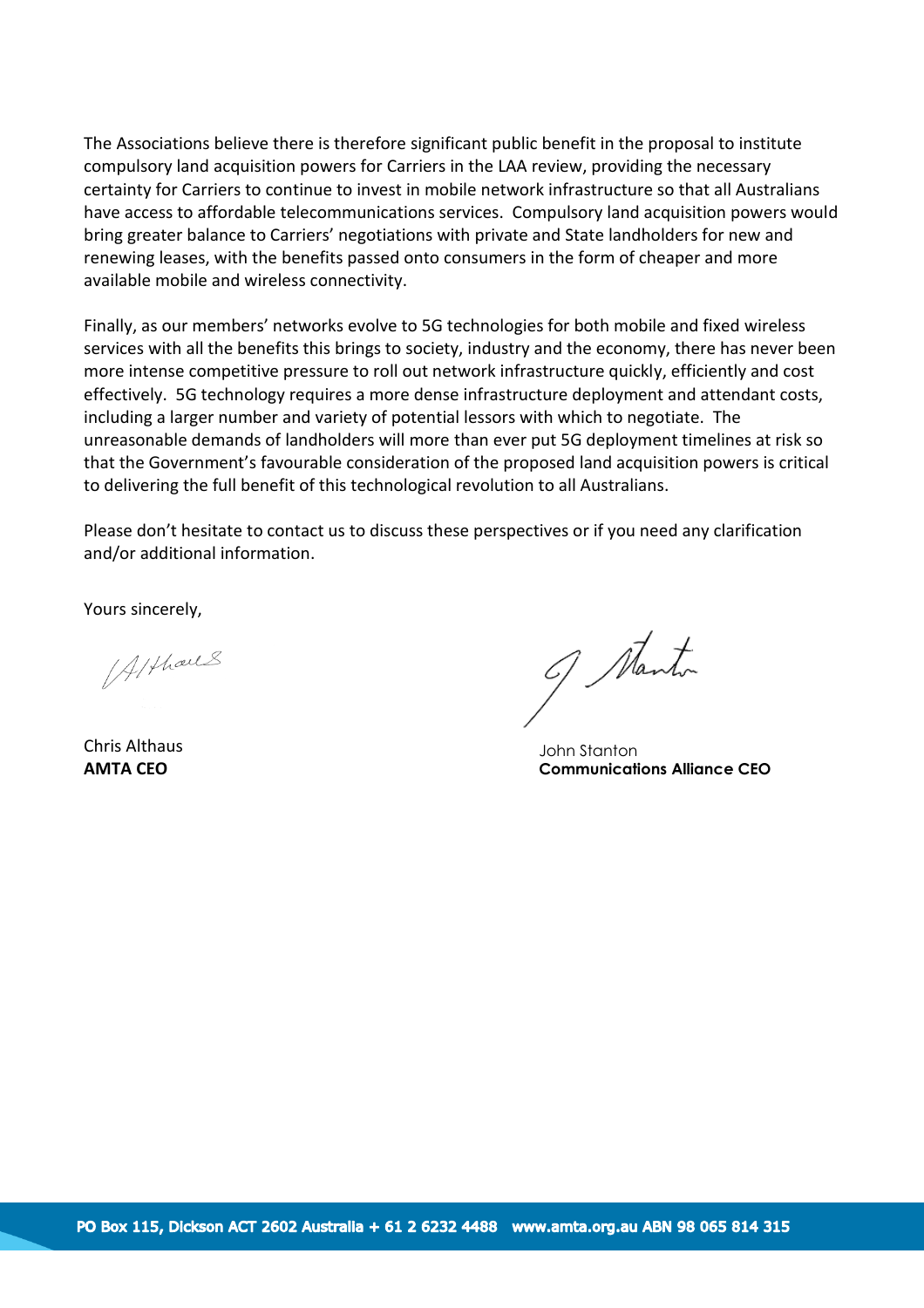The Associations believe there is therefore significant public benefit in the proposal to institute compulsory land acquisition powers for Carriers in the LAA review, providing the necessary certainty for Carriers to continue to invest in mobile network infrastructure so that all Australians have access to affordable telecommunications services. Compulsory land acquisition powers would bring greater balance to Carriers' negotiations with private and State landholders for new and renewing leases, with the benefits passed onto consumers in the form of cheaper and more available mobile and wireless connectivity.

Finally, as our members' networks evolve to 5G technologies for both mobile and fixed wireless services with all the benefits this brings to society, industry and the economy, there has never been more intense competitive pressure to roll out network infrastructure quickly, efficiently and cost effectively. 5G technology requires a more dense infrastructure deployment and attendant costs, including a larger number and variety of potential lessors with which to negotiate. The unreasonable demands of landholders will more than ever put 5G deployment timelines at risk so that the Government's favourable consideration of the proposed land acquisition powers is critical to delivering the full benefit of this technological revolution to all Australians.

Please don't hesitate to contact us to discuss these perspectives or if you need any clarification and/or additional information.

Yours sincerely,

Chris Althaus
**AMTA CEO**

John Stanton
**Communications Alliance CEO**